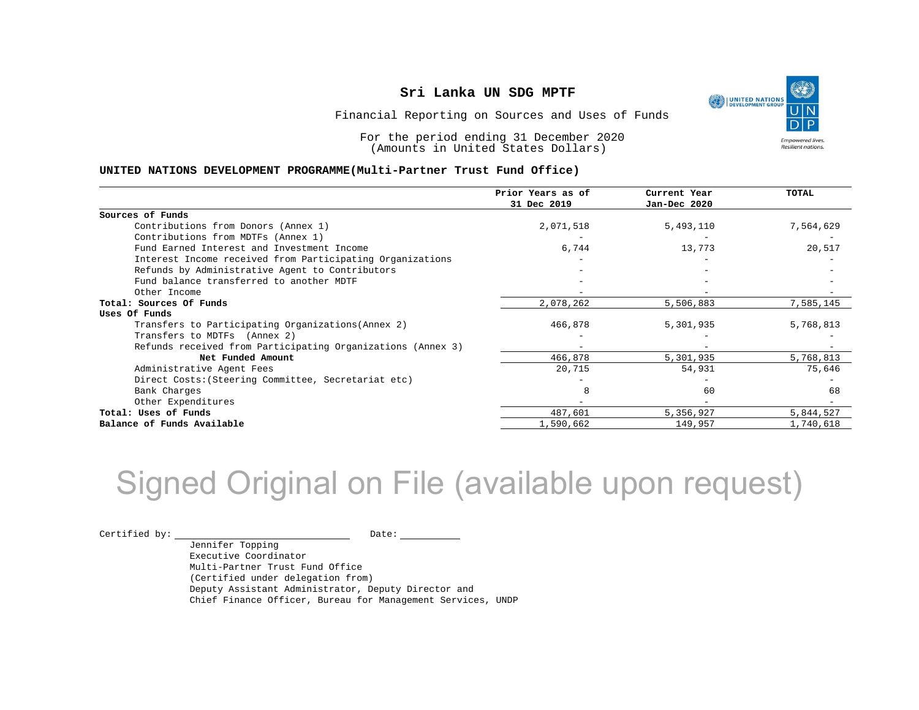# Sri Lanka UN SDG MPTF

Financial Reporting on Sources and Uses of Funds

For the period ending 31 December 2020
(Amounts in United States Dollars)

**UNITED NATIONS DEVELOPMENT PROGRAMME(Multi-Partner Trust Fund Office)**

| | Prior Years as of 31 Dec 2019 | Current Year Jan-Dec 2020 | TOTAL |
|---|---|---|---|
| **Sources of Funds** | | | |
| Contributions from Donors (Annex 1) | 2,071,518 | 5,493,110 | 7,564,629 |
| Contributions from MDTFs (Annex 1) | - | - | - |
| Fund Earned Interest and Investment Income | 6,744 | 13,773 | 20,517 |
| Interest Income received from Participating Organizations | - | - | - |
| Refunds by Administrative Agent to Contributors | - | - | - |
| Fund balance transferred to another MDTF | - | - | - |
| Other Income | - | - | - |
| **Total: Sources Of Funds** | 2,078,262 | 5,506,883 | 7,585,145 |
| **Uses Of Funds** | | | |
| Transfers to Participating Organizations(Annex 2) | 466,878 | 5,301,935 | 5,768,813 |
| Transfers to MDTFs (Annex 2) | - | - | - |
| Refunds received from Participating Organizations (Annex 3) | - | - | - |
| **Net Funded Amount** | 466,878 | 5,301,935 | 5,768,813 |
| Administrative Agent Fees | 20,715 | 54,931 | 75,646 |
| Direct Costs:(Steering Committee, Secretariat etc) | - | - | - |
| Bank Charges | 8 | 60 | 68 |
| Other Expenditures | - | - | - |
| **Total: Uses of Funds** | 487,601 | 5,356,927 | 5,844,527 |
| **Balance of Funds Available** | 1,590,662 | 149,957 | 1,740,618 |

Signed Original on File (available upon request)

Certified by: ______________________ Date: __________

Jennifer Topping
Executive Coordinator
Multi-Partner Trust Fund Office
(Certified under delegation from)
Deputy Assistant Administrator, Deputy Director and
Chief Finance Officer, Bureau for Management Services, UNDP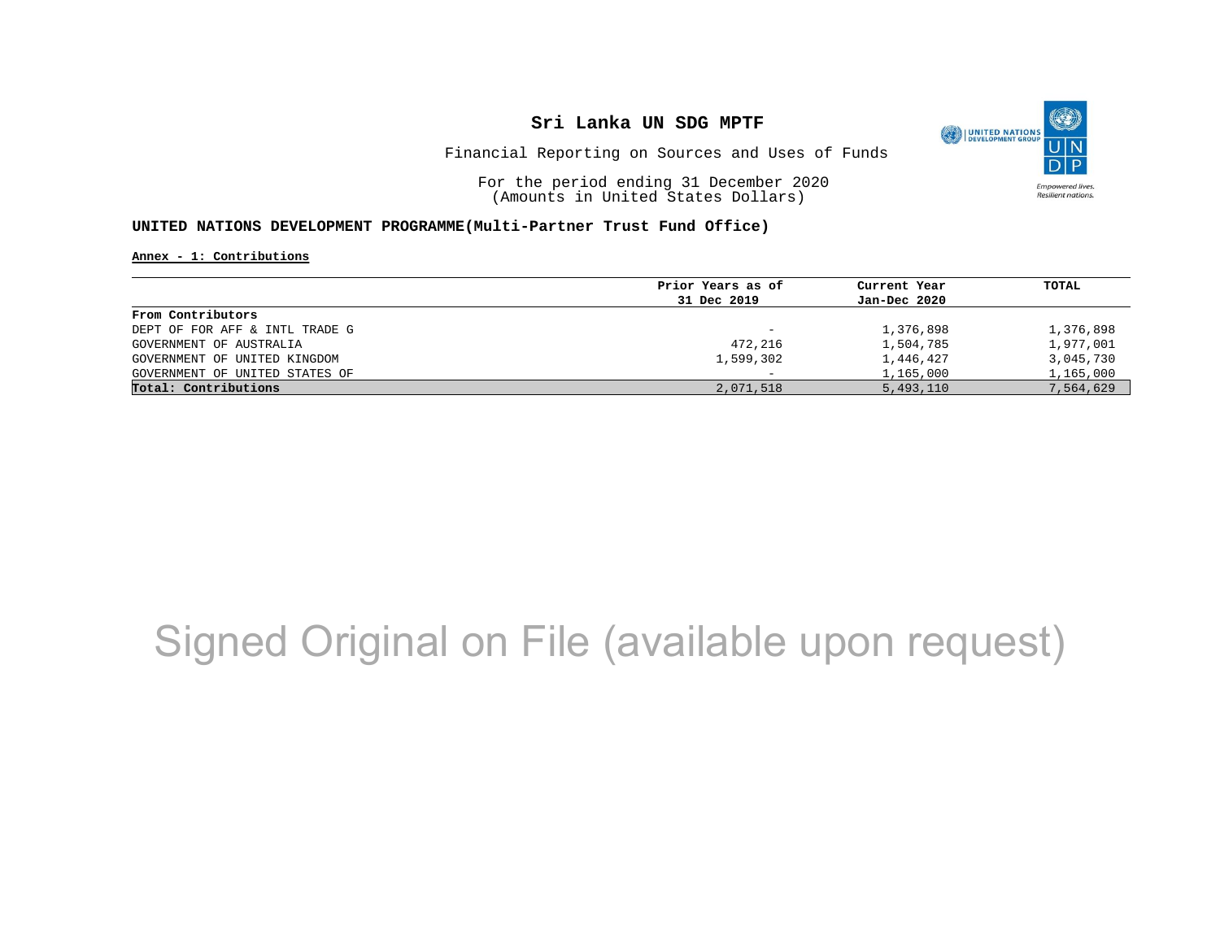# Sri Lanka UN SDG MPTF

Financial Reporting on Sources and Uses of Funds

For the period ending 31 December 2020
(Amounts in United States Dollars)

**UNITED NATIONS DEVELOPMENT PROGRAMME(Multi-Partner Trust Fund Office)**

**Annex - 1: Contributions**

| | Prior Years as of 31 Dec 2019 | Current Year Jan-Dec 2020 | TOTAL |
|---|---|---|---|
| **From Contributors** | | | |
| DEPT OF FOR AFF & INTL TRADE G | - | 1,376,898 | 1,376,898 |
| GOVERNMENT OF AUSTRALIA | 472,216 | 1,504,785 | 1,977,001 |
| GOVERNMENT OF UNITED KINGDOM | 1,599,302 | 1,446,427 | 3,045,730 |
| GOVERNMENT OF UNITED STATES OF | - | 1,165,000 | 1,165,000 |
| **Total: Contributions** | 2,071,518 | 5,493,110 | 7,564,629 |

Signed Original on File (available upon request)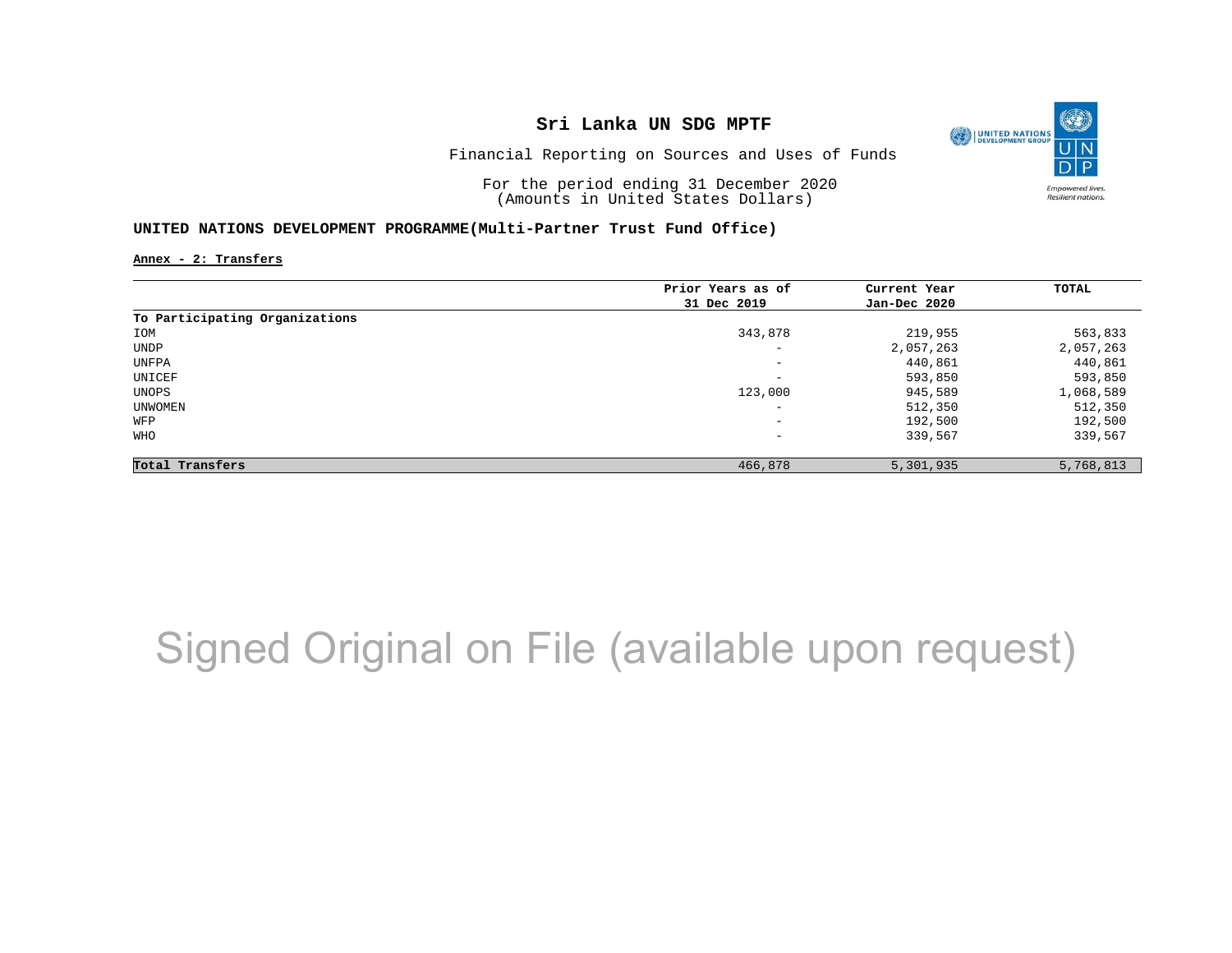# Sri Lanka UN SDG MPTF

Financial Reporting on Sources and Uses of Funds

For the period ending 31 December 2020
(Amounts in United States Dollars)

## UNITED NATIONS DEVELOPMENT PROGRAMME(Multi-Partner Trust Fund Office)

**Annex - 2: Transfers**

| | Prior Years as of 31 Dec 2019 | Current Year Jan-Dec 2020 | TOTAL |
|---|---|---|---|
| **To Participating Organizations** | | | |
| IOM | 343,878 | 219,955 | 563,833 |
| UNDP | - | 2,057,263 | 2,057,263 |
| UNFPA | - | 440,861 | 440,861 |
| UNICEF | - | 593,850 | 593,850 |
| UNOPS | 123,000 | 945,589 | 1,068,589 |
| UNWOMEN | - | 512,350 | 512,350 |
| WFP | - | 192,500 | 192,500 |
| WHO | - | 339,567 | 339,567 |
| **Total Transfers** | 466,878 | 5,301,935 | 5,768,813 |

Signed Original on File (available upon request)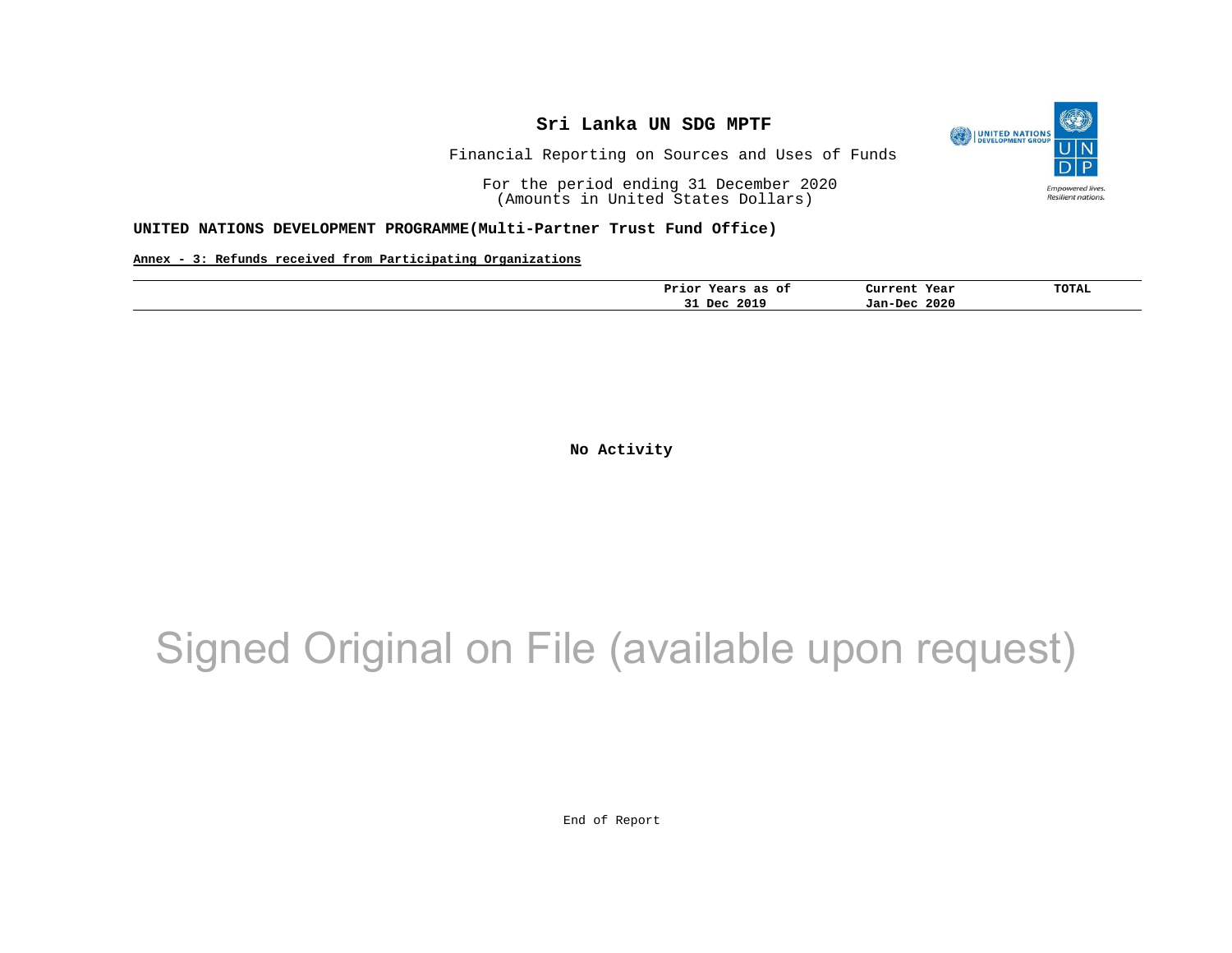# Sri Lanka UN SDG MPTF

Financial Reporting on Sources and Uses of Funds

For the period ending 31 December 2020
(Amounts in United States Dollars)

**UNITED NATIONS DEVELOPMENT PROGRAMME(Multi-Partner Trust Fund Office)**

**Annex - 3: Refunds received from Participating Organizations**

| | Prior Years as of 31 Dec 2019 | Current Year Jan-Dec 2020 | TOTAL |
|---|---|---|---|

**No Activity**

Signed Original on File (available upon request)

End of Report